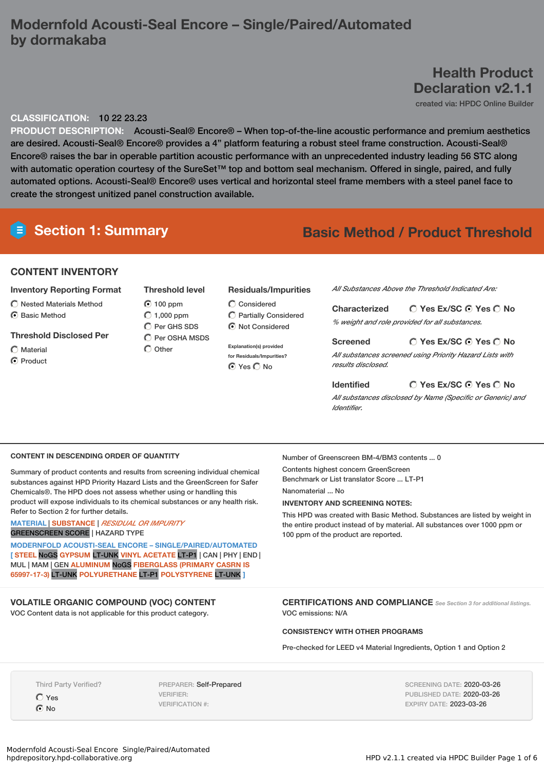# Modernfold Acousti-Seal Encore – Single/Paired/Automated by dormakaba

## Health Product Declaration v2.1.1

created via: HPDC Online Builder

**CLASSIFICATION:** 10 22 23.23

**PRODUCT DESCRIPTION:** Acousti-Seal® Encore® – When top-of-the-line acoustic performance and premium aesthetics are desired. Acousti-Seal® Encore® provides a 4" platform featuring a robust steel frame construction. Acousti-Seal® Encore® raises the bar in operable partition acoustic performance with an unprecedented industry leading 56 STC along with automatic operation courtesy of the SureSet™ top and bottom seal mechanism. Offered in single, paired, and fully automated options. Acousti-Seal® Encore® uses vertical and horizontal steel frame members with a steel panel face to create the strongest unitized panel construction available.

## Section 1: Summary

**Basic Method / Product Threshold**

### CONTENT INVENTORY

**Inventory Reporting Format**
- ○ Nested Materials Method
- ◉ Basic Method

**Threshold Disclosed Per**
- ○ Material
- ◉ Product

**Threshold level**
- ◉ 100 ppm
- ○ 1,000 ppm
- ○ Per GHS SDS
- ○ Per OSHA MSDS
- ○ Other

**Residuals/Impurities**
- ○ Considered
- ○ Partially Considered
- ◉ Not Considered

Explanation(s) provided for Residuals/Impurities?
◉ Yes ○ No

*All Substances Above the Threshold Indicated Are:*

**Characterized** ○ Yes Ex/SC ◉ Yes ○ No
*% weight and role provided for all substances.*

**Screened** ○ Yes Ex/SC ◉ Yes ○ No
*All substances screened using Priority Hazard Lists with results disclosed.*

**Identified** ○ Yes Ex/SC ◉ Yes ○ No
*All substances disclosed by Name (Specific or Generic) and Identifier.*

### CONTENT IN DESCENDING ORDER OF QUANTITY

Summary of product contents and results from screening individual chemical substances against HPD Priority Hazard Lists and the GreenScreen for Safer Chemicals®. The HPD does not assess whether using or handling this product will expose individuals to its chemical substances or any health risk. Refer to Section 2 for further details.

MATERIAL | SUBSTANCE | *RESIDUAL OR IMPURITY*
GREENSCREEN SCORE | HAZARD TYPE

**MODERNFOLD ACOUSTI-SEAL ENCORE – SINGLE/PAIRED/AUTOMATED**
[ STEEL NoGS GYPSUM LT-UNK VINYL ACETATE LT-P1 | CAN | PHY | END | MUL | MAM | GEN ALUMINUM NoGS FIBERGLASS (PRIMARY CASRN IS 65997-17-3) LT-UNK POLYURETHANE LT-P1 POLYSTYRENE LT-UNK ]

Number of Greenscreen BM-4/BM3 contents ... 0

Contents highest concern GreenScreen Benchmark or List translator Score ... LT-P1

Nanomaterial ... No

**INVENTORY AND SCREENING NOTES:**

This HPD was created with Basic Method. Substances are listed by weight in the entire product instead of by material. All substances over 1000 ppm or 100 ppm of the product are reported.

### VOLATILE ORGANIC COMPOUND (VOC) CONTENT

VOC Content data is not applicable for this product category.

### CERTIFICATIONS AND COMPLIANCE

*See Section 3 for additional listings.*

VOC emissions: N/A

### CONSISTENCY WITH OTHER PROGRAMS

Pre-checked for LEED v4 Material Ingredients, Option 1 and Option 2

Third Party Verified?
- ○ Yes
- ◉ No

PREPARER: Self-Prepared
VERIFIER:
VERIFICATION #:

SCREENING DATE: 2020-03-26
PUBLISHED DATE: 2020-03-26
EXPIRY DATE: 2023-03-26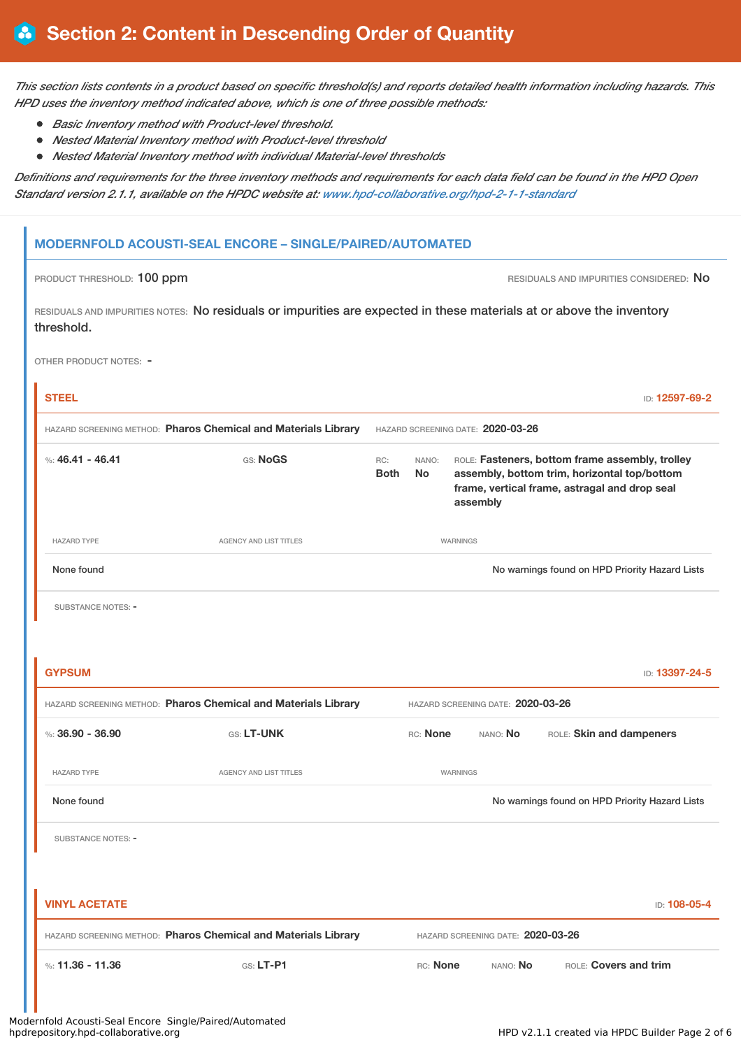# Section 2: Content in Descending Order of Quantity

*This section lists contents in a product based on specific threshold(s) and reports detailed health information including hazards. This HPD uses the inventory method indicated above, which is one of three possible methods:*

- *Basic Inventory method with Product-level threshold.*
- *Nested Material Inventory method with Product-level threshold*
- *Nested Material Inventory method with individual Material-level thresholds*

*Definitions and requirements for the three inventory methods and requirements for each data field can be found in the HPD Open Standard version 2.1.1, available on the HPDC website at: www.hpd-collaborative.org/hpd-2-1-1-standard*

## MODERNFOLD ACOUSTI-SEAL ENCORE – SINGLE/PAIRED/AUTOMATED

PRODUCT THRESHOLD: 100 ppm

RESIDUALS AND IMPURITIES CONSIDERED: No

RESIDUALS AND IMPURITIES NOTES: No residuals or impurities are expected in these materials at or above the inventory threshold.

OTHER PRODUCT NOTES: -

### STEEL

ID: 12597-69-2

HAZARD SCREENING METHOD: **Pharos Chemical and Materials Library**

HAZARD SCREENING DATE: **2020-03-26**

%: **46.41 - 46.41**

GS: **NoGS**

RC: **Both**

NANO: **No**

ROLE: **Fasteners, bottom frame assembly, trolley assembly, bottom trim, horizontal top/bottom frame, vertical frame, astragal and drop seal assembly**

| HAZARD TYPE | AGENCY AND LIST TITLES | WARNINGS |
| --- | --- | --- |
| None found | | No warnings found on HPD Priority Hazard Lists |

SUBSTANCE NOTES: -

### GYPSUM

ID: 13397-24-5

HAZARD SCREENING METHOD: **Pharos Chemical and Materials Library**

HAZARD SCREENING DATE: **2020-03-26**

%: **36.90 - 36.90**

GS: **LT-UNK**

RC: **None**

NANO: **No**

ROLE: **Skin and dampeners**

| HAZARD TYPE | AGENCY AND LIST TITLES | WARNINGS |
| --- | --- | --- |
| None found | | No warnings found on HPD Priority Hazard Lists |

SUBSTANCE NOTES: -

### VINYL ACETATE

ID: 108-05-4

HAZARD SCREENING METHOD: **Pharos Chemical and Materials Library**

HAZARD SCREENING DATE: **2020-03-26**

%: **11.36 - 11.36**

GS: **LT-P1**

RC: **None**

NANO: **No**

ROLE: **Covers and trim**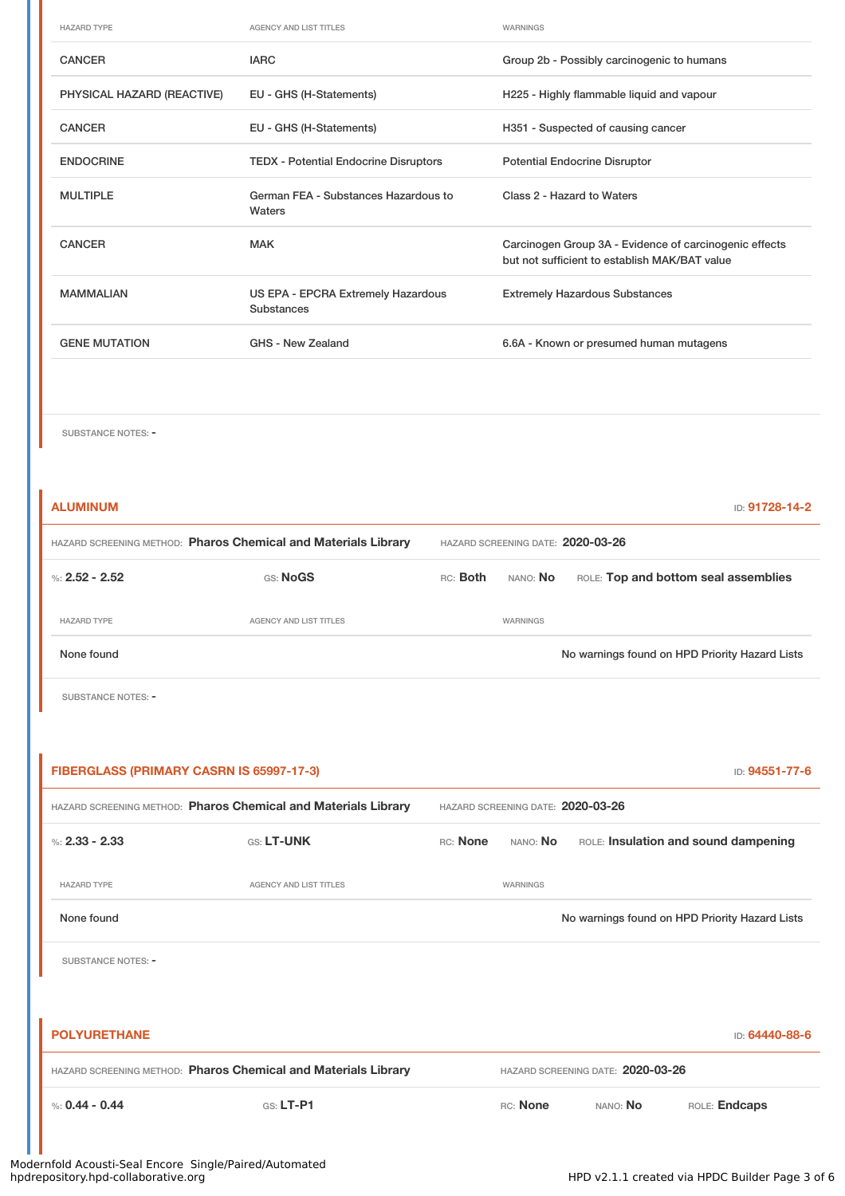| HAZARD TYPE | AGENCY AND LIST TITLES | WARNINGS |
|---|---|---|
| CANCER | IARC | Group 2b - Possibly carcinogenic to humans |
| PHYSICAL HAZARD (REACTIVE) | EU - GHS (H-Statements) | H225 - Highly flammable liquid and vapour |
| CANCER | EU - GHS (H-Statements) | H351 - Suspected of causing cancer |
| ENDOCRINE | TEDX - Potential Endocrine Disruptors | Potential Endocrine Disruptor |
| MULTIPLE | German FEA - Substances Hazardous to Waters | Class 2 - Hazard to Waters |
| CANCER | MAK | Carcinogen Group 3A - Evidence of carcinogenic effects but not sufficient to establish MAK/BAT value |
| MAMMALIAN | US EPA - EPCRA Extremely Hazardous Substances | Extremely Hazardous Substances |
| GENE MUTATION | GHS - New Zealand | 6.6A - Known or presumed human mutagens |

SUBSTANCE NOTES: -

## ALUMINUM

ID: 91728-14-2

HAZARD SCREENING METHOD: **Pharos Chemical and Materials Library** HAZARD SCREENING DATE: **2020-03-26**

%: **2.52 - 2.52** GS: **NoGS** RC: **Both** NANO: **No** ROLE: **Top and bottom seal assemblies**

| HAZARD TYPE | AGENCY AND LIST TITLES | WARNINGS |
|---|---|---|
| None found | | No warnings found on HPD Priority Hazard Lists |

SUBSTANCE NOTES: -

## FIBERGLASS (PRIMARY CASRN IS 65997-17-3)

ID: 94551-77-6

HAZARD SCREENING METHOD: **Pharos Chemical and Materials Library** HAZARD SCREENING DATE: **2020-03-26**

%: **2.33 - 2.33** GS: **LT-UNK** RC: **None** NANO: **No** ROLE: **Insulation and sound dampening**

| HAZARD TYPE | AGENCY AND LIST TITLES | WARNINGS |
|---|---|---|
| None found | | No warnings found on HPD Priority Hazard Lists |

SUBSTANCE NOTES: -

## POLYURETHANE

ID: 64440-88-6

HAZARD SCREENING METHOD: **Pharos Chemical and Materials Library** HAZARD SCREENING DATE: **2020-03-26**

%: **0.44 - 0.44** GS: **LT-P1** RC: **None** NANO: **No** ROLE: **Endcaps**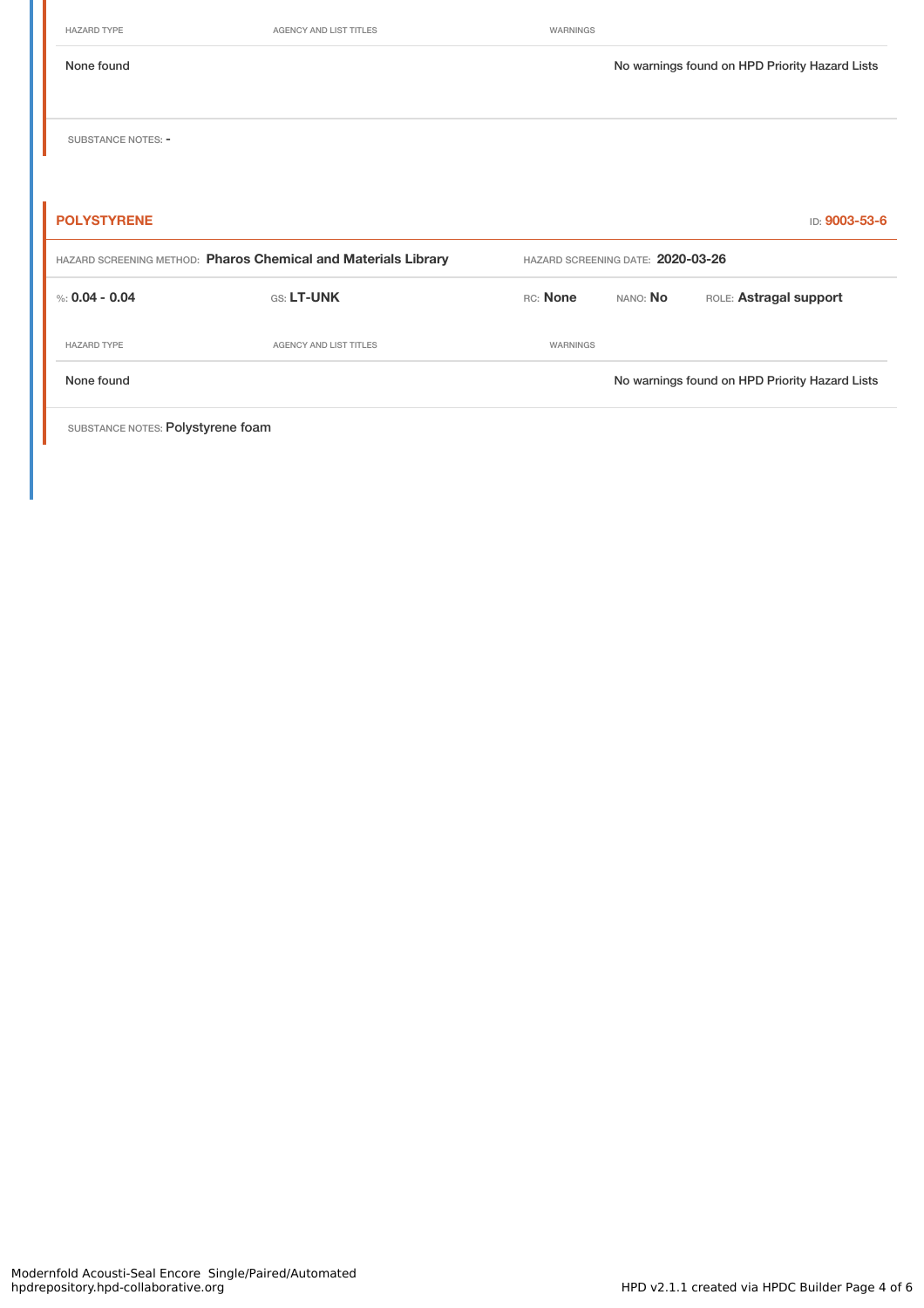| HAZARD TYPE | AGENCY AND LIST TITLES | WARNINGS |
|---|---|---|
| None found | | No warnings found on HPD Priority Hazard Lists |

SUBSTANCE NOTES: -

### POLYSTYRENE

ID: 9003-53-6

HAZARD SCREENING METHOD: **Pharos Chemical and Materials Library** HAZARD SCREENING DATE: **2020-03-26**

%: **0.04 - 0.04** GS: **LT-UNK** RC: **None** NANO: **No** ROLE: **Astragal support**

| HAZARD TYPE | AGENCY AND LIST TITLES | WARNINGS |
|---|---|---|
| None found | | No warnings found on HPD Priority Hazard Lists |

SUBSTANCE NOTES: Polystyrene foam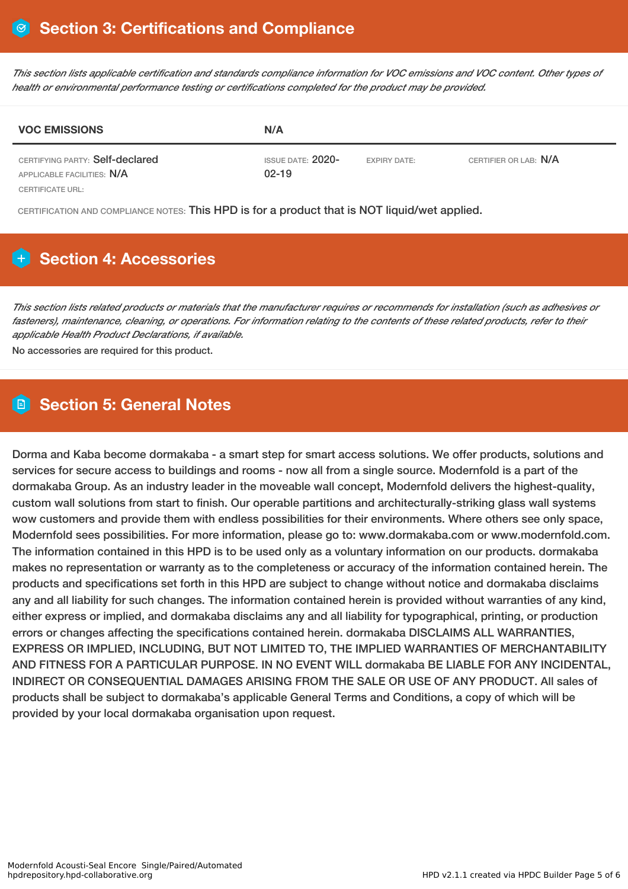## Section 3: Certifications and Compliance

*This section lists applicable certification and standards compliance information for VOC emissions and VOC content. Other types of health or environmental performance testing or certifications completed for the product may be provided.*

| VOC EMISSIONS | N/A | | |
|---|---|---|---|
| CERTIFYING PARTY: Self-declared<br>APPLICABLE FACILITIES: N/A<br>CERTIFICATE URL: | ISSUE DATE: 2020-02-19 | EXPIRY DATE: | CERTIFIER OR LAB: N/A |

CERTIFICATION AND COMPLIANCE NOTES: This HPD is for a product that is NOT liquid/wet applied.

## Section 4: Accessories

*This section lists related products or materials that the manufacturer requires or recommends for installation (such as adhesives or fasteners), maintenance, cleaning, or operations. For information relating to the contents of these related products, refer to their applicable Health Product Declarations, if available.*

No accessories are required for this product.

## Section 5: General Notes

Dorma and Kaba become dormakaba - a smart step for smart access solutions. We offer products, solutions and services for secure access to buildings and rooms - now all from a single source. Modernfold is a part of the dormakaba Group. As an industry leader in the moveable wall concept, Modernfold delivers the highest-quality, custom wall solutions from start to finish. Our operable partitions and architecturally-striking glass wall systems wow customers and provide them with endless possibilities for their environments. Where others see only space, Modernfold sees possibilities. For more information, please go to: www.dormakaba.com or www.modernfold.com. The information contained in this HPD is to be used only as a voluntary information on our products. dormakaba makes no representation or warranty as to the completeness or accuracy of the information contained herein. The products and specifications set forth in this HPD are subject to change without notice and dormakaba disclaims any and all liability for such changes. The information contained herein is provided without warranties of any kind, either express or implied, and dormakaba disclaims any and all liability for typographical, printing, or production errors or changes affecting the specifications contained herein. dormakaba DISCLAIMS ALL WARRANTIES, EXPRESS OR IMPLIED, INCLUDING, BUT NOT LIMITED TO, THE IMPLIED WARRANTIES OF MERCHANTABILITY AND FITNESS FOR A PARTICULAR PURPOSE. IN NO EVENT WILL dormakaba BE LIABLE FOR ANY INCIDENTAL, INDIRECT OR CONSEQUENTIAL DAMAGES ARISING FROM THE SALE OR USE OF ANY PRODUCT. All sales of products shall be subject to dormakaba's applicable General Terms and Conditions, a copy of which will be provided by your local dormakaba organisation upon request.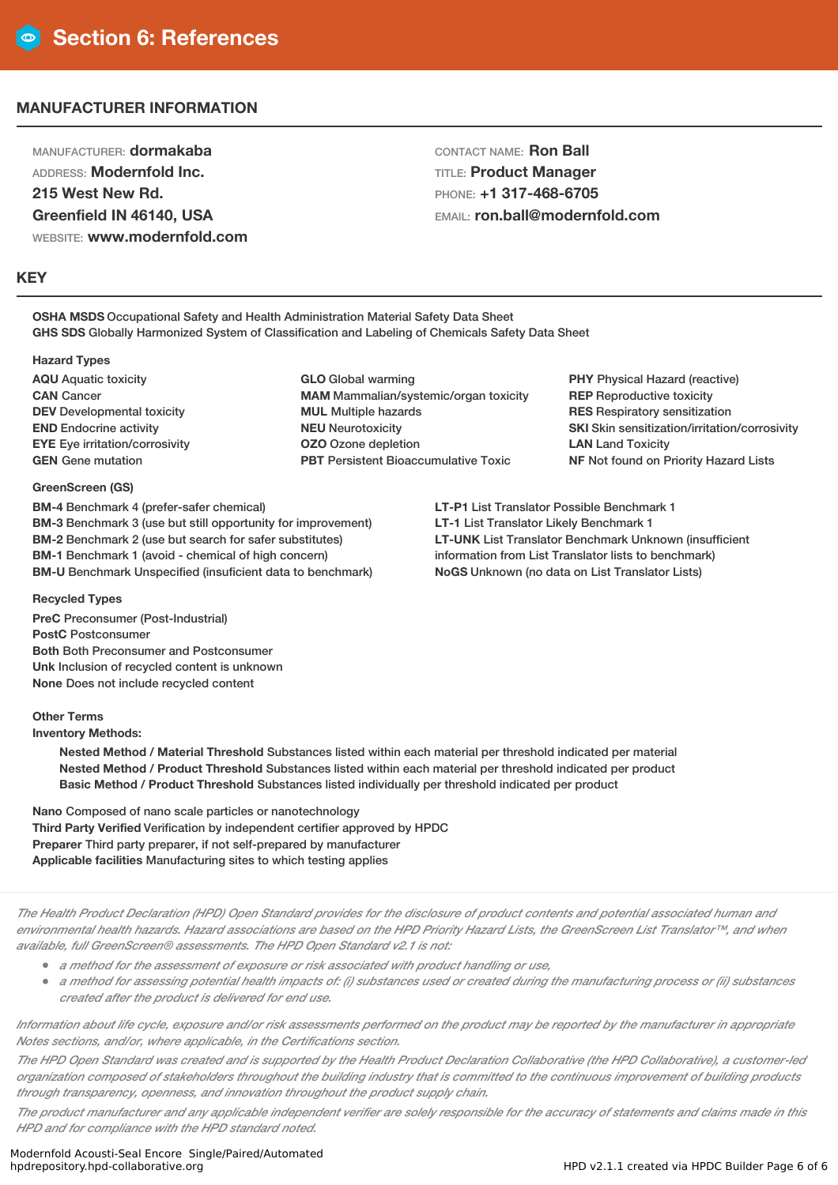# Section 6: References

## MANUFACTURER INFORMATION

MANUFACTURER: **dormakaba**
ADDRESS: **Modernfold Inc.**
**215 West New Rd.**
**Greenfield IN 46140, USA**
WEBSITE: **www.modernfold.com**

CONTACT NAME: **Ron Ball**
TITLE: **Product Manager**
PHONE: **+1 317-468-6705**
EMAIL: **ron.ball@modernfold.com**

## KEY

**OSHA MSDS** Occupational Safety and Health Administration Material Safety Data Sheet
**GHS SDS** Globally Harmonized System of Classification and Labeling of Chemicals Safety Data Sheet

**Hazard Types**

**AQU** Aquatic toxicity
**CAN** Cancer
**DEV** Developmental toxicity
**END** Endocrine activity
**EYE** Eye irritation/corrosivity
**GEN** Gene mutation
**GLO** Global warming
**MAM** Mammalian/systemic/organ toxicity
**MUL** Multiple hazards
**NEU** Neurotoxicity
**OZO** Ozone depletion
**PBT** Persistent Bioaccumulative Toxic
**PHY** Physical Hazard (reactive)
**REP** Reproductive toxicity
**RES** Respiratory sensitization
**SKI** Skin sensitization/irritation/corrosivity
**LAN** Land Toxicity
**NF** Not found on Priority Hazard Lists

**GreenScreen (GS)**

**BM-4** Benchmark 4 (prefer-safer chemical)
**BM-3** Benchmark 3 (use but still opportunity for improvement)
**BM-2** Benchmark 2 (use but search for safer substitutes)
**BM-1** Benchmark 1 (avoid - chemical of high concern)
**BM-U** Benchmark Unspecified (insuficient data to benchmark)
**LT-P1** List Translator Possible Benchmark 1
**LT-1** List Translator Likely Benchmark 1
**LT-UNK** List Translator Benchmark Unknown (insufficient information from List Translator lists to benchmark)
**NoGS** Unknown (no data on List Translator Lists)

**Recycled Types**

**PreC** Preconsumer (Post-Industrial)
**PostC** Postconsumer
**Both** Both Preconsumer and Postconsumer
**Unk** Inclusion of recycled content is unknown
**None** Does not include recycled content

**Other Terms**
**Inventory Methods:**

- **Nested Method / Material Threshold** Substances listed within each material per threshold indicated per material
- **Nested Method / Product Threshold** Substances listed within each material per threshold indicated per product
- **Basic Method / Product Threshold** Substances listed individually per threshold indicated per product

**Nano** Composed of nano scale particles or nanotechnology
**Third Party Verified** Verification by independent certifier approved by HPDC
**Preparer** Third party preparer, if not self-prepared by manufacturer
**Applicable facilities** Manufacturing sites to which testing applies

*The Health Product Declaration (HPD) Open Standard provides for the disclosure of product contents and potential associated human and environmental health hazards. Hazard associations are based on the HPD Priority Hazard Lists, the GreenScreen List Translator™, and when available, full GreenScreen® assessments. The HPD Open Standard v2.1 is not:*

- *a method for the assessment of exposure or risk associated with product handling or use,*
- *a method for assessing potential health impacts of: (i) substances used or created during the manufacturing process or (ii) substances created after the product is delivered for end use.*

*Information about life cycle, exposure and/or risk assessments performed on the product may be reported by the manufacturer in appropriate Notes sections, and/or, where applicable, in the Certifications section.*

*The HPD Open Standard was created and is supported by the Health Product Declaration Collaborative (the HPD Collaborative), a customer-led organization composed of stakeholders throughout the building industry that is committed to the continuous improvement of building products through transparency, openness, and innovation throughout the product supply chain.*

*The product manufacturer and any applicable independent verifier are solely responsible for the accuracy of statements and claims made in this HPD and for compliance with the HPD standard noted.*